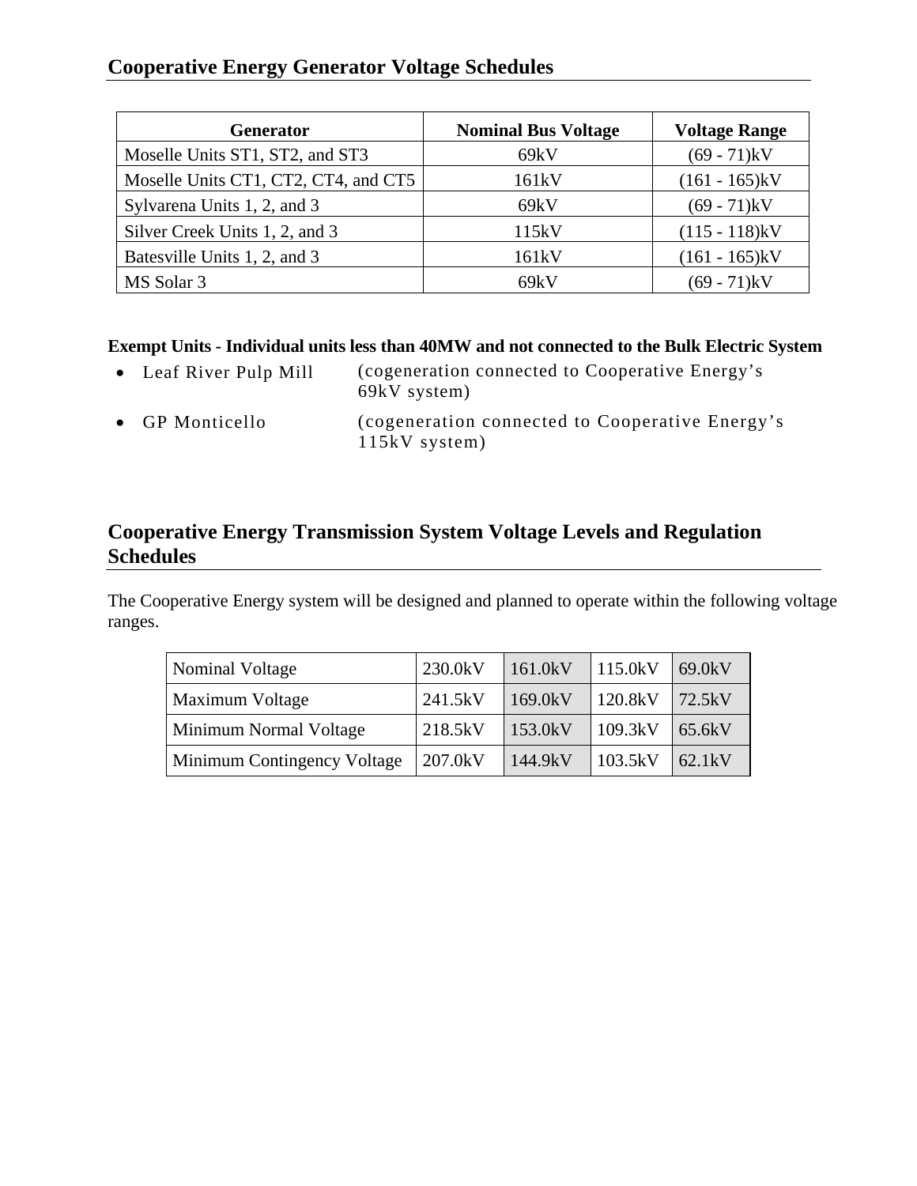## Cooperative Energy Generator Voltage Schedules

| Generator | Nominal Bus Voltage | Voltage Range |
|---|---|---|
| Moselle Units ST1, ST2, and ST3 | 69kV | (69 - 71)kV |
| Moselle Units CT1, CT2, CT4, and CT5 | 161kV | (161 - 165)kV |
| Sylvarena Units 1, 2, and 3 | 69kV | (69 - 71)kV |
| Silver Creek Units 1, 2, and 3 | 115kV | (115 - 118)kV |
| Batesville Units 1, 2, and 3 | 161kV | (161 - 165)kV |
| MS Solar 3 | 69kV | (69 - 71)kV |

**Exempt Units - Individual units less than 40MW and not connected to the Bulk Electric System**

- Leaf River Pulp Mill (cogeneration connected to Cooperative Energy's 69kV system)
- GP Monticello (cogeneration connected to Cooperative Energy's 115kV system)

## Cooperative Energy Transmission System Voltage Levels and Regulation Schedules

The Cooperative Energy system will be designed and planned to operate within the following voltage ranges.

| Nominal Voltage | 230.0kV | 161.0kV | 115.0kV | 69.0kV |
|---|---|---|---|---|
| Maximum Voltage | 241.5kV | 169.0kV | 120.8kV | 72.5kV |
| Minimum Normal Voltage | 218.5kV | 153.0kV | 109.3kV | 65.6kV |
| Minimum Contingency Voltage | 207.0kV | 144.9kV | 103.5kV | 62.1kV |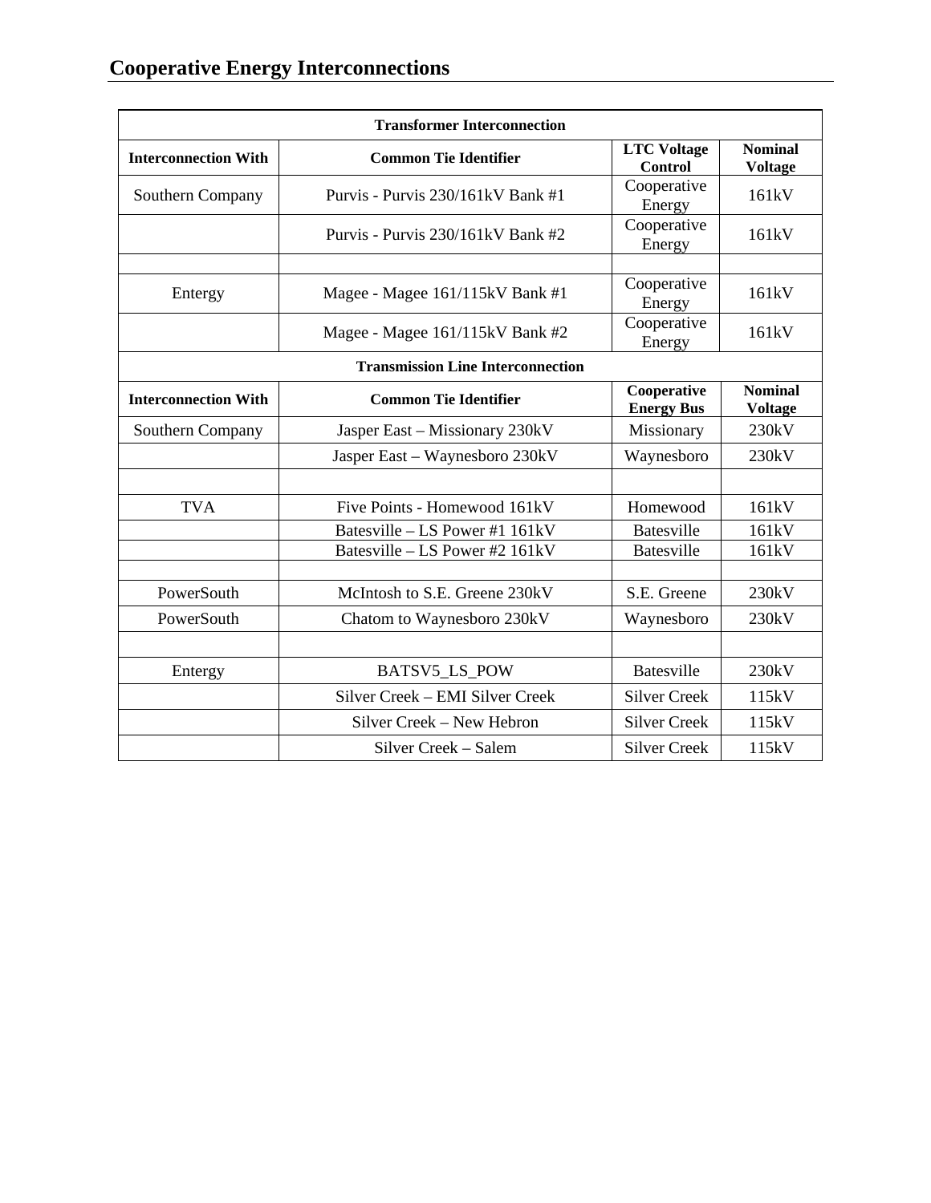## Cooperative Energy Interconnections

| Transformer Interconnection | | | |
|---|---|---|---|
| **Interconnection With** | **Common Tie Identifier** | **LTC Voltage Control** | **Nominal Voltage** |
| Southern Company | Purvis - Purvis 230/161kV Bank #1 | Cooperative Energy | 161kV |
| | Purvis - Purvis 230/161kV Bank #2 | Cooperative Energy | 161kV |
| | | | |
| Entergy | Magee - Magee 161/115kV Bank #1 | Cooperative Energy | 161kV |
| | Magee - Magee 161/115kV Bank #2 | Cooperative Energy | 161kV |
| **Transmission Line Interconnection** | | | |
| **Interconnection With** | **Common Tie Identifier** | **Cooperative Energy Bus** | **Nominal Voltage** |
| Southern Company | Jasper East – Missionary 230kV | Missionary | 230kV |
| | Jasper East – Waynesboro 230kV | Waynesboro | 230kV |
| | | | |
| TVA | Five Points - Homewood 161kV | Homewood | 161kV |
| | Batesville – LS Power #1 161kV | Batesville | 161kV |
| | Batesville – LS Power #2 161kV | Batesville | 161kV |
| | | | |
| PowerSouth | McIntosh to S.E. Greene 230kV | S.E. Greene | 230kV |
| PowerSouth | Chatom to Waynesboro 230kV | Waynesboro | 230kV |
| | | | |
| Entergy | BATSV5_LS_POW | Batesville | 230kV |
| | Silver Creek – EMI Silver Creek | Silver Creek | 115kV |
| | Silver Creek – New Hebron | Silver Creek | 115kV |
| | Silver Creek – Salem | Silver Creek | 115kV |